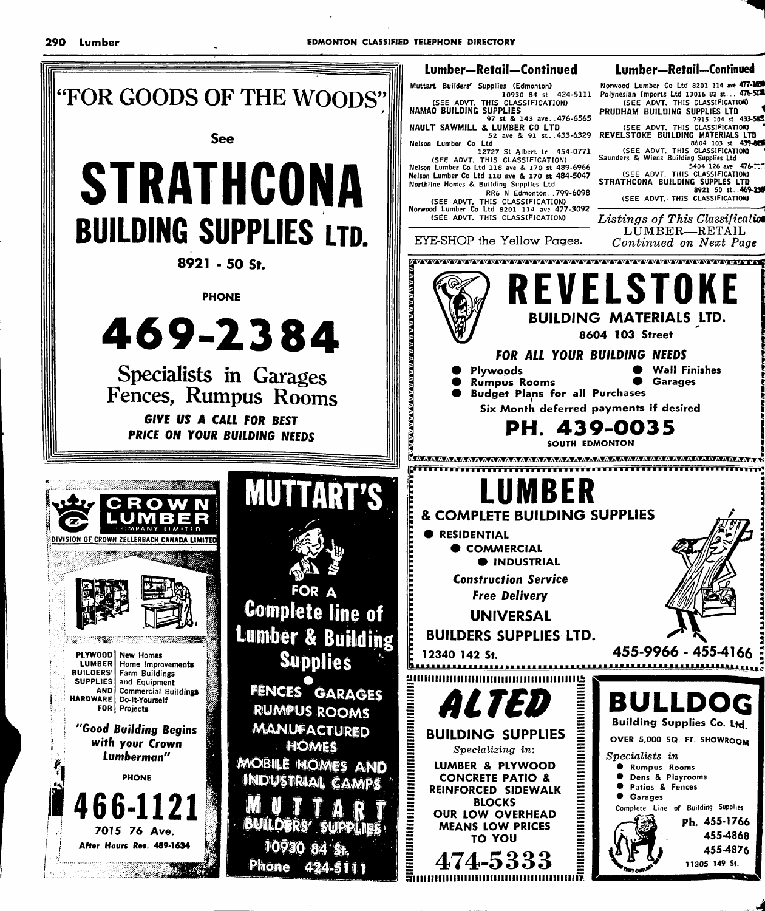## Lumber—Retail—Continued

Muttart Builders' Supplies (Edmonton) 10930 84 st 424-5111
(SEE ADVT. THIS CLASSIFICATION)
NAMAO BUILDING SUPPLIES 97 st & 143 ave..476-6565
NAULT SAWMILL & LUMBER CO LTD 52 ave & 91 st..433-6329
Nelson Lumber Co Ltd 12727 St Albert tr 454-0771
(SEE ADVT. THIS CLASSIFICATION)
Nelson Lumber Co Ltd 118 ave & 170 st 489-6966
Nelson Lumber Co Ltd 118 ave & 170 st 484-5047
Northline Homes & Building Supplies Ltd RR6 N Edmonton..799-6098
(SEE ADVT. THIS CLASSIFICATION)
Norwood Lumber Co Ltd 8201 114 ave 477-3092
(SEE ADVT. THIS CLASSIFICATION)

EYE-SHOP the Yellow Pages.

## Lumber—Retail—Continued

Norwood Lumber Co Ltd 8201 114 ave 477-3
Polynesian Imports Ltd 13016 82 st .. 476-5
(SEE ADVT. THIS CLASSIFICATION)
PRUDHAM BUILDING SUPPLIES LTD 7915 104 st 433-5
(SEE ADVT. THIS CLASSIFICATION)
REVELSTOKE BUILDING MATERIALS LTD 8604 103 st 439-
(SEE ADVT. THIS CLASSIFICATION)
Saunders & Wiens Building Supplies Ltd 5404 126 ave 476-
(SEE ADVT. THIS CLASSIFICATION)
STRATHCONA BUILDING SUPPLIES LTD 8921 50 st..469-2
(SEE ADVT. THIS CLASSIFICATION)

*Listings of This Classification*
LUMBER—RETAIL
*Continued on Next Page*

---

"FOR GOODS OF THE WOODS"

See

# STRATHCONA BUILDING SUPPLIES LTD.

8921 - 50 St.

PHONE

**469-2384**

Specialists in Garages Fences, Rumpus Rooms

***GIVE US A CALL FOR BEST PRICE ON YOUR BUILDING NEEDS***

---

# REVELSTOKE

**BUILDING MATERIALS LTD.**

8604 103 Street

***FOR ALL YOUR BUILDING NEEDS***

- Plywoods
- Wall Finishes
- Rumpus Rooms
- Garages
- Budget Plans for all Purchases

Six Month deferred payments if desired

**PH. 439-0035**

SOUTH EDMONTON

---

# CROWN LUMBER

COMPANY LIMITED

DIVISION OF CROWN ZELLERBACH CANADA LIMITED

| | |
|---|---|
| PLYWOOD | New Homes |
| LUMBER | Home Improvements |
| BUILDERS' | Farm Buildings |
| SUPPLIES | and Equipment |
| AND | Commercial Buildings |
| HARDWARE | Do-It-Yourself |
| FOR | Projects |

***"Good Building Begins with your Crown Lumberman"***

PHONE

**466-1121**

7015 76 Ave.

After Hours Res. 489-1634

---

# MUTTART'S

FOR A

**Complete line of Lumber & Building Supplies**

FENCES • GARAGES
RUMPUS ROOMS
MANUFACTURED HOMES
MOBILE HOMES AND INDUSTRIAL CAMPS

**MUTTART BUILDERS' SUPPLIES**

10930 84 St.

Phone 424-5111

---

# LUMBER

**& COMPLETE BUILDING SUPPLIES**

- RESIDENTIAL
- COMMERCIAL
- INDUSTRIAL

***Construction Service***
***Free Delivery***

**UNIVERSAL BUILDERS SUPPLIES LTD.**

12340 142 St.

455-9966 - 455-4166

---

# ALTED

**BUILDING SUPPLIES**

*Specializing in:*

LUMBER & PLYWOOD
CONCRETE PATIO & REINFORCED SIDEWALK BLOCKS
OUR LOW OVERHEAD MEANS LOW PRICES TO YOU

**474-5333**

---

# BULLDOG

**Building Supplies Co. Ltd.**

OVER 5,000 SQ. FT. SHOWROOM

*Specialists in*

- Rumpus Rooms
- Dens & Playrooms
- Patios & Fences
- Garages

Complete Line of Building Supplies

Ph. 455-1766
455-4868
455-4876

11305 149 St.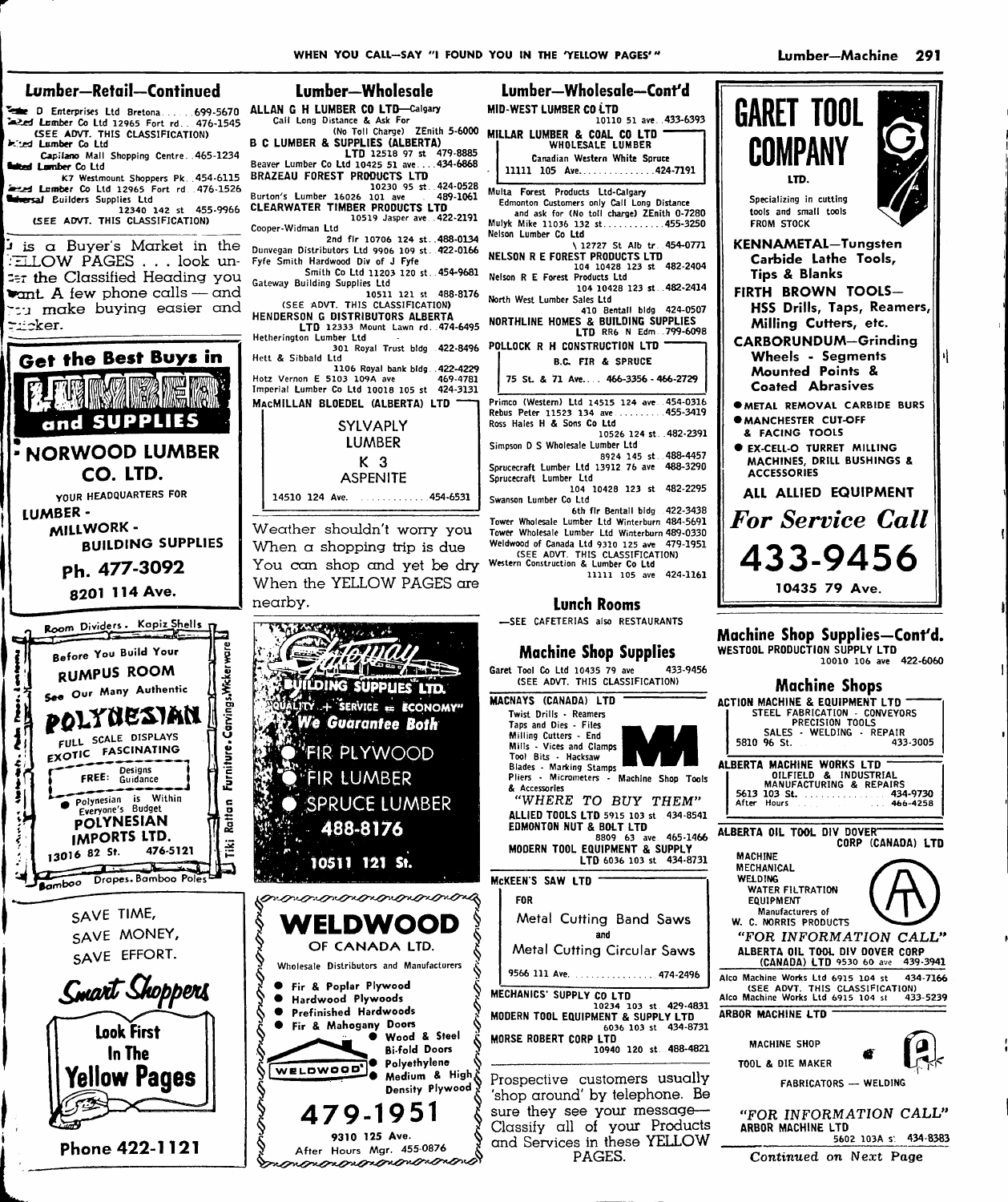## Lumber—Retail—Continued

D Enterprises Ltd Bretona ..... 699-5670
Lumber Co Ltd 12965 Fort rd .. 476-1545
(SEE ADVT. THIS CLASSIFICATION)
Lumber Co Ltd
Capilano Mall Shopping Centre .. 465-1234
Lumber Co Ltd
K7 Westmount Shoppers Pk .. 454-6115
Lumber Co Ltd 12965 Fort rd .. 476-1526
Builders Supplies Ltd
12340 142 st .. 455-9966
(SEE ADVT. THIS CLASSIFICATION)

It is a Buyer's Market in the YELLOW PAGES . . . look under the Classified Heading you want. A few phone calls — and you make buying easier and quicker.

**Get the Best Buys in LUMBER and SUPPLIES**

**NORWOOD LUMBER CO. LTD.**

YOUR HEADQUARTERS FOR
LUMBER -
MILLWORK -
BUILDING SUPPLIES

**Ph. 477-3092**
**8201 114 Ave.**

Room Dividers - Kapiz Shells

Before You Build Your
**RUMPUS ROOM**
See Our Many Authentic
**POLYNESIAN**
FULL SCALE DISPLAYS
EXOTIC FASCINATING
FREE: Designs Guidance
● Polynesian is Within Everyone's Budget
**POLYNESIAN IMPORTS LTD.**
13016 82 St. 476-5121

Tiki Rattan Furniture - Carvings - Wickerware
Bamboo Drapes - Bamboo Poles

SAVE TIME,
SAVE MONEY,
SAVE EFFORT.

**Smart Shoppers**
**Look First In The Yellow Pages**

**Phone 422-1121**

## Lumber—Wholesale

ALLAN G H LUMBER CO LTD—Calgary
Call Long Distance & Ask For
(No Toll Charge) ZEnith 5-6000
B C LUMBER & SUPPLIES (ALBERTA)
LTD 12518 97 st .. 479-8885
Beaver Lumber Co Ltd 10425 51 ave .. 434-6868
BRAZEAU FOREST PRODUCTS LTD
10230 95 st .. 424-0528
Burton's Lumber 16026 101 ave .. 489-1061
CLEARWATER TIMBER PRODUCTS LTD
10519 Jasper ave .. 422-2191
Cooper-Widman Ltd
2nd flr 10706 124 st .. 488-0134
Dunvegan Distributors Ltd 9906 109 st .. 422-0166
Fyfe Smith Hardwood Div of J Fyfe
Smith Co Ltd 11203 120 st .. 454-9681
Gateway Building Supplies Ltd
10511 121 st .. 488-8176
(SEE ADVT. THIS CLASSIFICATION)
HENDERSON G DISTRIBUTORS ALBERTA
LTD 12333 Mount Lawn rd .. 474-6495
Hetherington Lumber Ltd
301 Royal Trust bldg .. 422-8496
Hett & Sibbald Ltd
1106 Royal bank bldg .. 422-4229
Hotz Vernon E 5103 109A ave .. 469-4781
Imperial Lumber Co Ltd 10018 105 st .. 424-3131
MacMILLAN BLOEDEL (ALBERTA) LTD
SYLVAPLY
LUMBER
K 3
ASPENITE
14510 124 Ave. .......... 454-6531

Weather shouldn't worry you
When a shopping trip is due
You can shop and yet be dry
When the YELLOW PAGES are nearby.

**Gateway BUILDING SUPPLIES LTD.**
"QUALITY + SERVICE = ECONOMY"
We Guarantee Both
● FIR PLYWOOD
● FIR LUMBER
● SPRUCE LUMBER
**488-8176**
**10511 121 St.**

**WELDWOOD OF CANADA LTD.**
Wholesale Distributors and Manufacturers
● Fir & Poplar Plywood
● Hardwood Plywoods
● Prefinished Hardwoods
● Fir & Mahogany Doors
● Wood & Steel Bi-fold Doors
● Polyethylene
● Medium & High Density Plywood
WELDWOOD
**479-1951**
9310 125 Ave.
After Hours Mgr. 455-0876

## Lumber—Wholesale—Cont'd

MID-WEST LUMBER CO LTD
10110 51 ave .. 433-6393
MILLAR LUMBER & COAL CO LTD
WHOLESALE LUMBER
Canadian Western White Spruce
11111 105 Ave. .......... 424-7191
Multa Forest Products Ltd-Calgary
Edmonton Customers only Call Long Distance
and ask for (No toll charge) ZEnith 0-7280
Mulyk Mike 11036 132 st .......... 455-3250
Nelson Lumber Co Ltd
12727 St Alb tr .. 454-0771
NELSON R E FOREST PRODUCTS LTD
104 10428 123 st .. 482-2404
Nelson R E Forest Products Ltd
104 10428 123 st .. 482-2414
North West Lumber Sales Ltd
410 Bentall bldg .. 424-0507
NORTHLINE HOMES & BUILDING SUPPLIES
LTD RR6 N Edm .. 799-6098
POLLOCK R H CONSTRUCTION LTD
B.C. FIR & SPRUCE
75 St. & 71 Ave. .... 466-3356 - 466-2729
Primco (Western) Ltd 14515 124 ave .. 454-0316
Rebus Peter 11523 134 ave .......... 455-3419
Ross Hales H & Sons Co Ltd
10526 124 st .. 482-2391
Simpson D S Wholesale Lumber Ltd
8924 145 st .. 488-4457
Sprucecraft Lumber Ltd 13912 76 ave .. 488-3290
Sprucecraft Lumber Ltd
104 10428 123 st .. 482-2295
Swanson Lumber Co Ltd
6th flr Bentall bldg .. 422-3438
Tower Wholesale Lumber Ltd Winterburn 484-5691
Tower Wholesale Lumber Ltd Winterburn 489-0330
Weldwood of Canada Ltd 9310 125 ave .. 479-1951
(SEE ADVT. THIS CLASSIFICATION)
Western Construction & Lumber Co Ltd
11111 105 ave .. 424-1161

## Lunch Rooms

—SEE CAFETERIAS also RESTAURANTS

## Machine Shop Supplies

Garet Tool Co Ltd 10435 79 ave .. 433-9456
(SEE ADVT. THIS CLASSIFICATION)
MACNAYS (CANADA) LTD
Twist Drills - Reamers
Taps and Dies - Files
Milling Cutters - End Mills - Vices and Clamps
Tool Bits - Hacksaw Blades - Marking Stamps
Pliers - Micrometers - Machine Shop Tools & Accessories
*"WHERE TO BUY THEM"*
ALLIED TOOLS LTD 5915 103 st .. 434-8541
EDMONTON NUT & BOLT LTD
8809 63 ave .. 465-1466
MODERN TOOL EQUIPMENT & SUPPLY
LTD 6036 103 st .. 434-8731
McKEEN'S SAW LTD
FOR
Metal Cutting Band Saws
and
Metal Cutting Circular Saws
9566 111 Ave. .......... 474-2496
MECHANICS' SUPPLY CO LTD
10234 103 st .. 429-4831
MODERN TOOL EQUIPMENT & SUPPLY LTD
6036 103 st .. 434-8731
MORSE ROBERT CORP LTD
10940 120 st .. 488-4821

Prospective customers usually 'shop around' by telephone. Be sure they see your message—Classify all of your Products and Services in these YELLOW PAGES.

**GARET TOOL COMPANY LTD.**
Specializing in cutting tools and small tools FROM STOCK
**KENNAMETAL—Tungsten Carbide Lathe Tools, Tips & Blanks**
**FIRTH BROWN TOOLS—HSS Drills, Taps, Reamers, Milling Cutters, etc.**
**CARBORUNDUM—Grinding Wheels - Segments Mounted Points & Coated Abrasives**
● METAL REMOVAL CARBIDE BURS
● MANCHESTER CUT-OFF & FACING TOOLS
● EX-CELL-O TURRET MILLING MACHINES, DRILL BUSHINGS & ACCESSORIES
ALL ALLIED EQUIPMENT
***For Service Call***
**433-9456**
10435 79 Ave.

## Machine Shop Supplies—Cont'd.

WESTOOL PRODUCTION SUPPLY LTD
10010 106 ave .. 422-6060

## Machine Shops

ACTION MACHINE & EQUIPMENT LTD
STEEL FABRICATION - CONVEYORS
PRECISION TOOLS
SALES - WELDING - REPAIR
5810 96 St. .......... 433-3005
ALBERTA MACHINE WORKS LTD
OILFIELD & INDUSTRIAL
MANUFACTURING & REPAIRS
5613 103 St. .......... 434-9730
After Hours .......... 466-4258
ALBERTA OIL TOOL DIV DOVER CORP (CANADA) LTD
MACHINE
MECHANICAL
WELDING
WATER FILTRATION EQUIPMENT
Manufacturers of
W. C. NORRIS PRODUCTS
*"FOR INFORMATION CALL"*
ALBERTA OIL TOOL DIV DOVER CORP
(CANADA) LTD 9530 60 ave .. 439-3941
Alco Machine Works Ltd 6915 104 st .. 434-7166
(SEE ADVT. THIS CLASSIFICATION)
Alco Machine Works Ltd 6915 104 st .. 433-5239
ARBOR MACHINE LTD
MACHINE SHOP
TOOL & DIE MAKER
FABRICATORS — WELDING
*"FOR INFORMATION CALL"*
ARBOR MACHINE LTD
5602 103A st .. 434-8383

*Continued on Next Page*